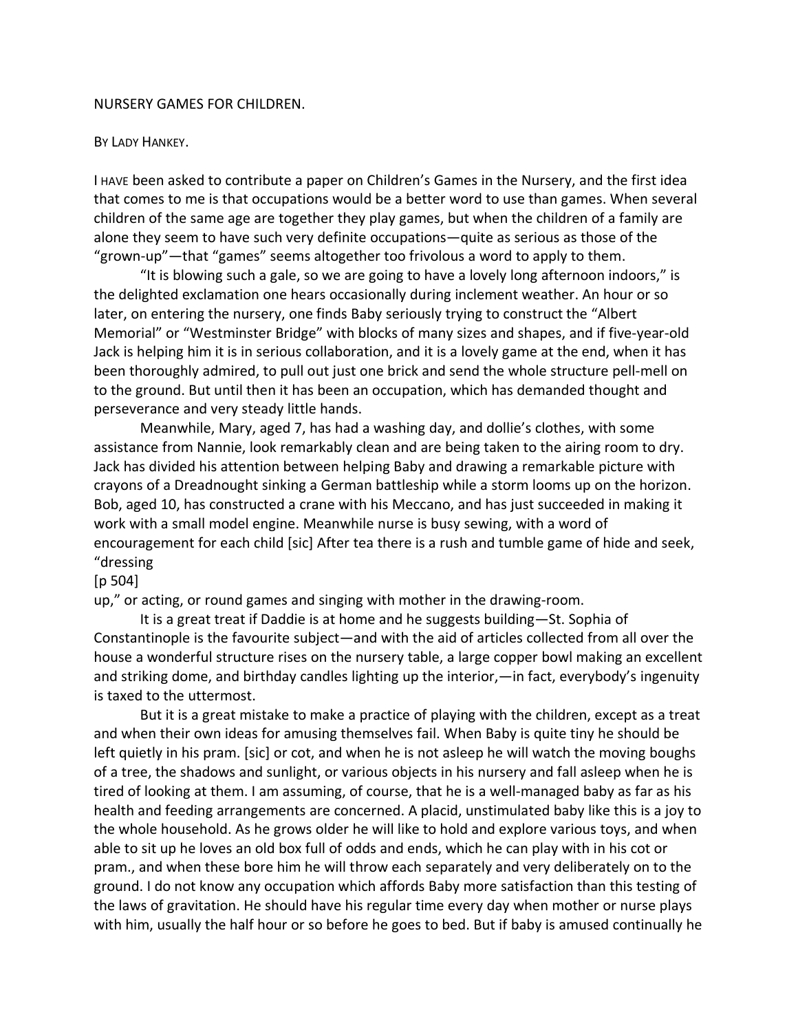# NURSERY GAMES FOR CHILDREN.

BY LADY HANKEY.

I HAVE been asked to contribute a paper on Children's Games in the Nursery, and the first idea that comes to me is that occupations would be a better word to use than games. When several children of the same age are together they play games, but when the children of a family are alone they seem to have such very definite occupations—quite as serious as those of the "grown-up"—that "games" seems altogether too frivolous a word to apply to them.

"It is blowing such a gale, so we are going to have a lovely long afternoon indoors," is the delighted exclamation one hears occasionally during inclement weather. An hour or so later, on entering the nursery, one finds Baby seriously trying to construct the "Albert Memorial" or "Westminster Bridge" with blocks of many sizes and shapes, and if five-year-old Jack is helping him it is in serious collaboration, and it is a lovely game at the end, when it has been thoroughly admired, to pull out just one brick and send the whole structure pell-mell on to the ground. But until then it has been an occupation, which has demanded thought and perseverance and very steady little hands.

Meanwhile, Mary, aged 7, has had a washing day, and dollie's clothes, with some assistance from Nannie, look remarkably clean and are being taken to the airing room to dry. Jack has divided his attention between helping Baby and drawing a remarkable picture with crayons of a Dreadnought sinking a German battleship while a storm looms up on the horizon. Bob, aged 10, has constructed a crane with his Meccano, and has just succeeded in making it work with a small model engine. Meanwhile nurse is busy sewing, with a word of encouragement for each child [sic] After tea there is a rush and tumble game of hide and seek, "dressing
[p 504]
up," or acting, or round games and singing with mother in the drawing-room.

It is a great treat if Daddie is at home and he suggests building—St. Sophia of Constantinople is the favourite subject—and with the aid of articles collected from all over the house a wonderful structure rises on the nursery table, a large copper bowl making an excellent and striking dome, and birthday candles lighting up the interior,—in fact, everybody's ingenuity is taxed to the uttermost.

But it is a great mistake to make a practice of playing with the children, except as a treat and when their own ideas for amusing themselves fail. When Baby is quite tiny he should be left quietly in his pram. [sic] or cot, and when he is not asleep he will watch the moving boughs of a tree, the shadows and sunlight, or various objects in his nursery and fall asleep when he is tired of looking at them. I am assuming, of course, that he is a well-managed baby as far as his health and feeding arrangements are concerned. A placid, unstimulated baby like this is a joy to the whole household. As he grows older he will like to hold and explore various toys, and when able to sit up he loves an old box full of odds and ends, which he can play with in his cot or pram., and when these bore him he will throw each separately and very deliberately on to the ground. I do not know any occupation which affords Baby more satisfaction than this testing of the laws of gravitation. He should have his regular time every day when mother or nurse plays with him, usually the half hour or so before he goes to bed. But if baby is amused continually he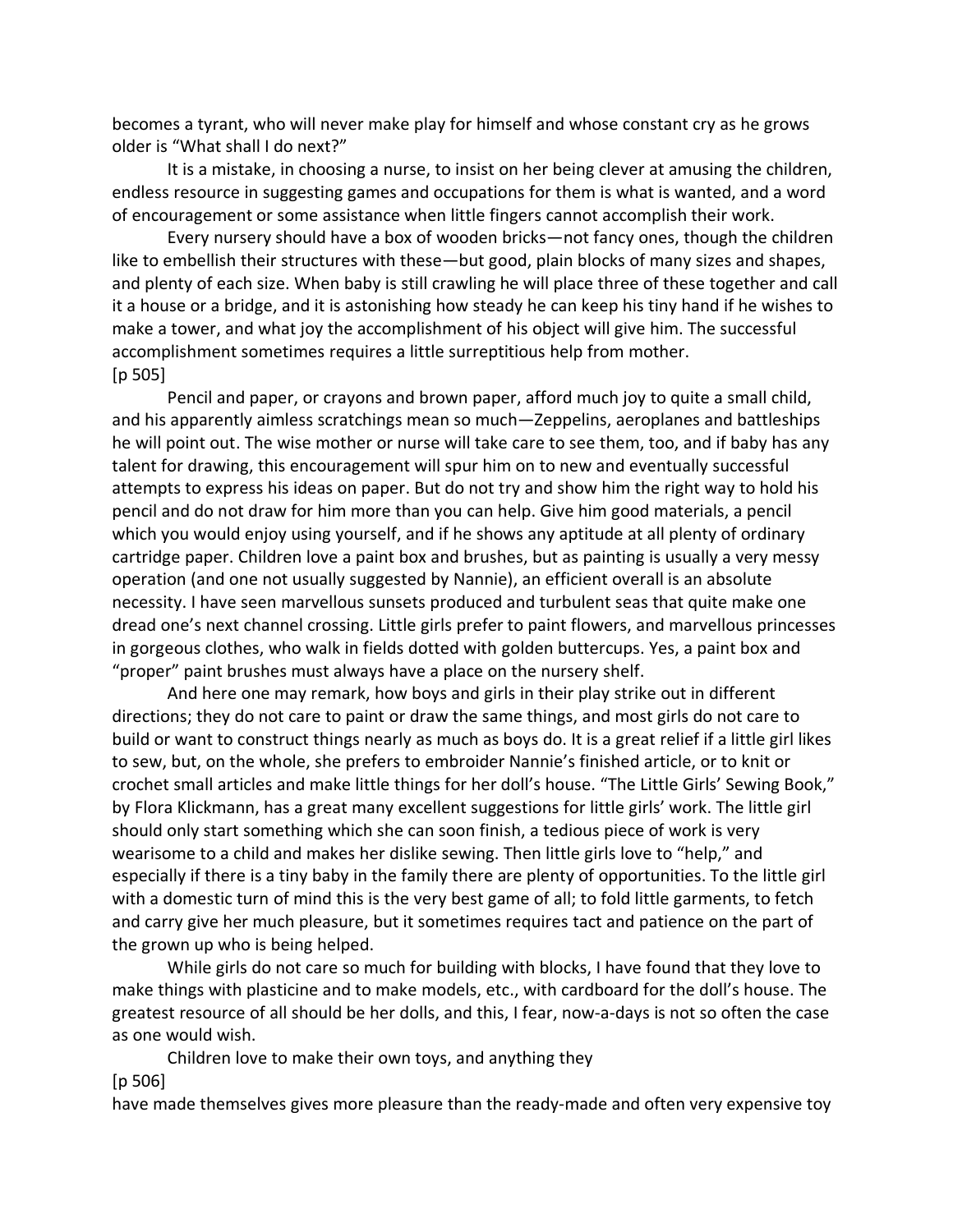becomes a tyrant, who will never make play for himself and whose constant cry as he grows older is "What shall I do next?"

It is a mistake, in choosing a nurse, to insist on her being clever at amusing the children, endless resource in suggesting games and occupations for them is what is wanted, and a word of encouragement or some assistance when little fingers cannot accomplish their work.

Every nursery should have a box of wooden bricks—not fancy ones, though the children like to embellish their structures with these—but good, plain blocks of many sizes and shapes, and plenty of each size. When baby is still crawling he will place three of these together and call it a house or a bridge, and it is astonishing how steady he can keep his tiny hand if he wishes to make a tower, and what joy the accomplishment of his object will give him. The successful accomplishment sometimes requires a little surreptitious help from mother.

[p 505]

Pencil and paper, or crayons and brown paper, afford much joy to quite a small child, and his apparently aimless scratchings mean so much—Zeppelins, aeroplanes and battleships he will point out. The wise mother or nurse will take care to see them, too, and if baby has any talent for drawing, this encouragement will spur him on to new and eventually successful attempts to express his ideas on paper. But do not try and show him the right way to hold his pencil and do not draw for him more than you can help. Give him good materials, a pencil which you would enjoy using yourself, and if he shows any aptitude at all plenty of ordinary cartridge paper. Children love a paint box and brushes, but as painting is usually a very messy operation (and one not usually suggested by Nannie), an efficient overall is an absolute necessity. I have seen marvellous sunsets produced and turbulent seas that quite make one dread one's next channel crossing. Little girls prefer to paint flowers, and marvellous princesses in gorgeous clothes, who walk in fields dotted with golden buttercups. Yes, a paint box and "proper" paint brushes must always have a place on the nursery shelf.

And here one may remark, how boys and girls in their play strike out in different directions; they do not care to paint or draw the same things, and most girls do not care to build or want to construct things nearly as much as boys do. It is a great relief if a little girl likes to sew, but, on the whole, she prefers to embroider Nannie's finished article, or to knit or crochet small articles and make little things for her doll's house. "The Little Girls' Sewing Book," by Flora Klickmann, has a great many excellent suggestions for little girls' work. The little girl should only start something which she can soon finish, a tedious piece of work is very wearisome to a child and makes her dislike sewing. Then little girls love to "help," and especially if there is a tiny baby in the family there are plenty of opportunities. To the little girl with a domestic turn of mind this is the very best game of all; to fold little garments, to fetch and carry give her much pleasure, but it sometimes requires tact and patience on the part of the grown up who is being helped.

While girls do not care so much for building with blocks, I have found that they love to make things with plasticine and to make models, etc., with cardboard for the doll's house. The greatest resource of all should be her dolls, and this, I fear, now-a-days is not so often the case as one would wish.

Children love to make their own toys, and anything they

[p 506]

have made themselves gives more pleasure than the ready-made and often very expensive toy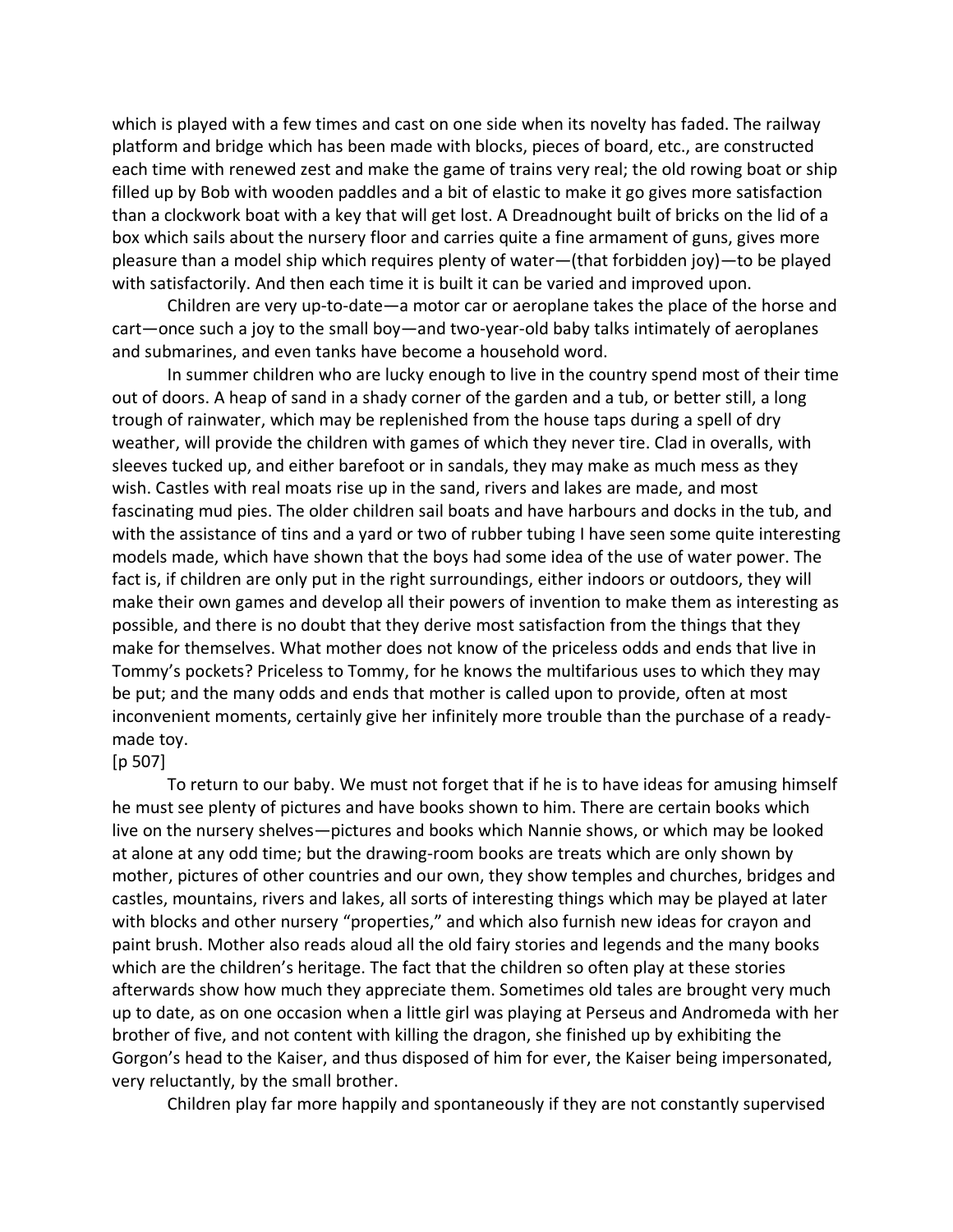which is played with a few times and cast on one side when its novelty has faded. The railway platform and bridge which has been made with blocks, pieces of board, etc., are constructed each time with renewed zest and make the game of trains very real; the old rowing boat or ship filled up by Bob with wooden paddles and a bit of elastic to make it go gives more satisfaction than a clockwork boat with a key that will get lost. A Dreadnought built of bricks on the lid of a box which sails about the nursery floor and carries quite a fine armament of guns, gives more pleasure than a model ship which requires plenty of water—(that forbidden joy)—to be played with satisfactorily. And then each time it is built it can be varied and improved upon.

Children are very up-to-date—a motor car or aeroplane takes the place of the horse and cart—once such a joy to the small boy—and two-year-old baby talks intimately of aeroplanes and submarines, and even tanks have become a household word.

In summer children who are lucky enough to live in the country spend most of their time out of doors. A heap of sand in a shady corner of the garden and a tub, or better still, a long trough of rainwater, which may be replenished from the house taps during a spell of dry weather, will provide the children with games of which they never tire. Clad in overalls, with sleeves tucked up, and either barefoot or in sandals, they may make as much mess as they wish. Castles with real moats rise up in the sand, rivers and lakes are made, and most fascinating mud pies. The older children sail boats and have harbours and docks in the tub, and with the assistance of tins and a yard or two of rubber tubing I have seen some quite interesting models made, which have shown that the boys had some idea of the use of water power. The fact is, if children are only put in the right surroundings, either indoors or outdoors, they will make their own games and develop all their powers of invention to make them as interesting as possible, and there is no doubt that they derive most satisfaction from the things that they make for themselves. What mother does not know of the priceless odds and ends that live in Tommy's pockets? Priceless to Tommy, for he knows the multifarious uses to which they may be put; and the many odds and ends that mother is called upon to provide, often at most inconvenient moments, certainly give her infinitely more trouble than the purchase of a ready-made toy.

[p 507]

To return to our baby. We must not forget that if he is to have ideas for amusing himself he must see plenty of pictures and have books shown to him. There are certain books which live on the nursery shelves—pictures and books which Nannie shows, or which may be looked at alone at any odd time; but the drawing-room books are treats which are only shown by mother, pictures of other countries and our own, they show temples and churches, bridges and castles, mountains, rivers and lakes, all sorts of interesting things which may be played at later with blocks and other nursery "properties," and which also furnish new ideas for crayon and paint brush. Mother also reads aloud all the old fairy stories and legends and the many books which are the children's heritage. The fact that the children so often play at these stories afterwards show how much they appreciate them. Sometimes old tales are brought very much up to date, as on one occasion when a little girl was playing at Perseus and Andromeda with her brother of five, and not content with killing the dragon, she finished up by exhibiting the Gorgon's head to the Kaiser, and thus disposed of him for ever, the Kaiser being impersonated, very reluctantly, by the small brother.

Children play far more happily and spontaneously if they are not constantly supervised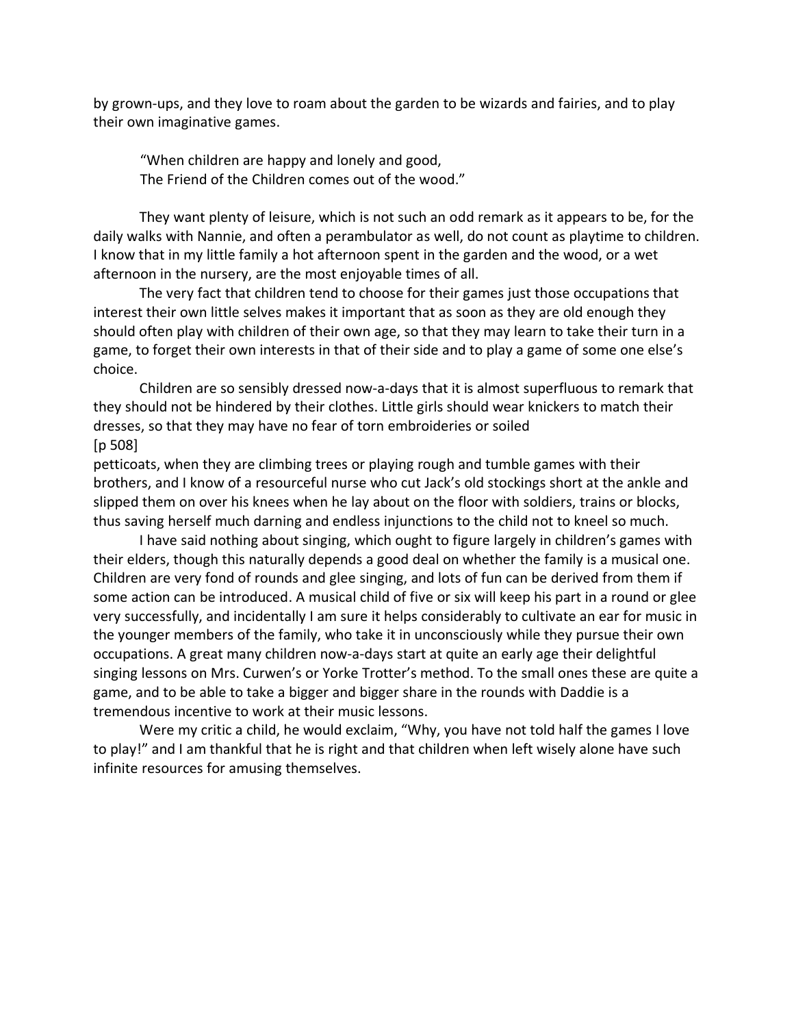by grown-ups, and they love to roam about the garden to be wizards and fairies, and to play their own imaginative games.

> "When children are happy and lonely and good,
> The Friend of the Children comes out of the wood."

They want plenty of leisure, which is not such an odd remark as it appears to be, for the daily walks with Nannie, and often a perambulator as well, do not count as playtime to children. I know that in my little family a hot afternoon spent in the garden and the wood, or a wet afternoon in the nursery, are the most enjoyable times of all.

The very fact that children tend to choose for their games just those occupations that interest their own little selves makes it important that as soon as they are old enough they should often play with children of their own age, so that they may learn to take their turn in a game, to forget their own interests in that of their side and to play a game of some one else's choice.

Children are so sensibly dressed now-a-days that it is almost superfluous to remark that they should not be hindered by their clothes. Little girls should wear knickers to match their dresses, so that they may have no fear of torn embroideries or soiled
[p 508]
petticoats, when they are climbing trees or playing rough and tumble games with their brothers, and I know of a resourceful nurse who cut Jack's old stockings short at the ankle and slipped them on over his knees when he lay about on the floor with soldiers, trains or blocks, thus saving herself much darning and endless injunctions to the child not to kneel so much.

I have said nothing about singing, which ought to figure largely in children's games with their elders, though this naturally depends a good deal on whether the family is a musical one. Children are very fond of rounds and glee singing, and lots of fun can be derived from them if some action can be introduced. A musical child of five or six will keep his part in a round or glee very successfully, and incidentally I am sure it helps considerably to cultivate an ear for music in the younger members of the family, who take it in unconsciously while they pursue their own occupations. A great many children now-a-days start at quite an early age their delightful singing lessons on Mrs. Curwen's or Yorke Trotter's method. To the small ones these are quite a game, and to be able to take a bigger and bigger share in the rounds with Daddie is a tremendous incentive to work at their music lessons.

Were my critic a child, he would exclaim, "Why, you have not told half the games I love to play!" and I am thankful that he is right and that children when left wisely alone have such infinite resources for amusing themselves.